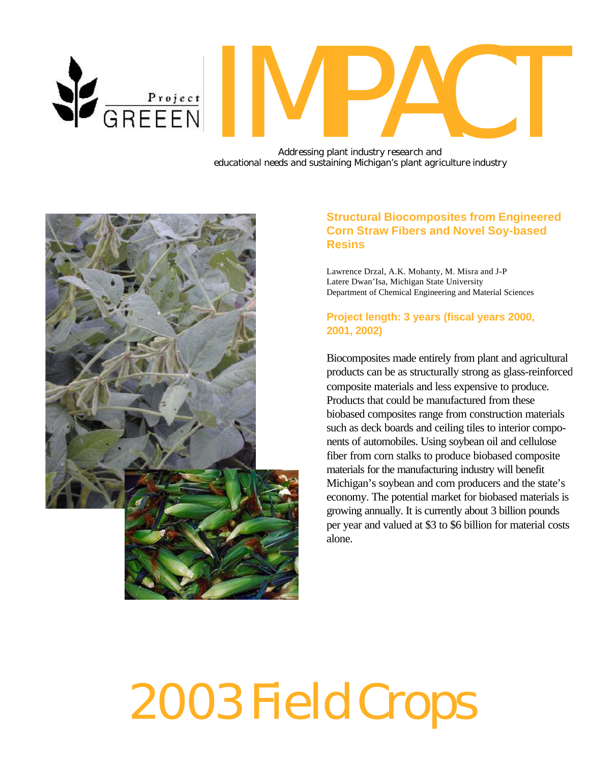Project GREEEN

# IMPACT

Addressing plant industry research and educational needs and sustaining Michigan's plant agriculture industry

## Structural Biocomposites from Engineered Corn Straw Fibers and Novel Soy-based Resins

Lawrence Drzal, A.K. Mohanty, M. Misra and J-P Latere Dwan'Isa, Michigan State University
Department of Chemical Engineering and Material Sciences

### Project length: 3 years (fiscal years 2000, 2001, 2002)

Biocomposites made entirely from plant and agricultural products can be as structurally strong as glass-reinforced composite materials and less expensive to produce. Products that could be manufactured from these biobased composites range from construction materials such as deck boards and ceiling tiles to interior components of automobiles. Using soybean oil and cellulose fiber from corn stalks to produce biobased composite materials for the manufacturing industry will benefit Michigan's soybean and corn producers and the state's economy. The potential market for biobased materials is growing annually. It is currently about 3 billion pounds per year and valued at $3 to $6 billion for material costs alone.

# 2003 Field Crops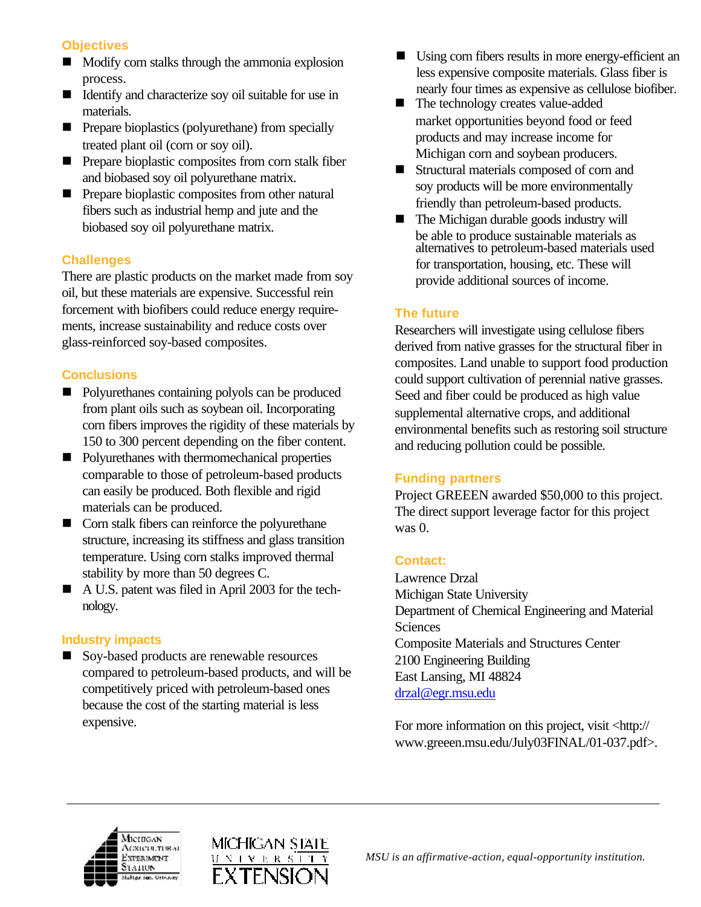## Objectives

- Modify corn stalks through the ammonia explosion process.
- Identify and characterize soy oil suitable for use in materials.
- Prepare bioplastics (polyurethane) from specially treated plant oil (corn or soy oil).
- Prepare bioplastic composites from corn stalk fiber and biobased soy oil polyurethane matrix.
- Prepare bioplastic composites from other natural fibers such as industrial hemp and jute and the biobased soy oil polyurethane matrix.

## Challenges

There are plastic products on the market made from soy oil, but these materials are expensive. Successful rein forcement with biofibers could reduce energy requirements, increase sustainability and reduce costs over glass-reinforced soy-based composites.

## Conclusions

- Polyurethanes containing polyols can be produced from plant oils such as soybean oil. Incorporating corn fibers improves the rigidity of these materials by 150 to 300 percent depending on the fiber content.
- Polyurethanes with thermomechanical properties comparable to those of petroleum-based products can easily be produced. Both flexible and rigid materials can be produced.
- Corn stalk fibers can reinforce the polyurethane structure, increasing its stiffness and glass transition temperature. Using corn stalks improved thermal stability by more than 50 degrees C.
- A U.S. patent was filed in April 2003 for the technology.

## Industry impacts

- Soy-based products are renewable resources compared to petroleum-based products, and will be competitively priced with petroleum-based ones because the cost of the starting material is less expensive.
- Using corn fibers results in more energy-efficient an less expensive composite materials. Glass fiber is nearly four times as expensive as cellulose biofiber.
- The technology creates value-added market opportunities beyond food or feed products and may increase income for Michigan corn and soybean producers.
- Structural materials composed of corn and soy products will be more environmentally friendly than petroleum-based products.
- The Michigan durable goods industry will be able to produce sustainable materials as alternatives to petroleum-based materials used for transportation, housing, etc. These will provide additional sources of income.

## The future

Researchers will investigate using cellulose fibers derived from native grasses for the structural fiber in composites. Land unable to support food production could support cultivation of perennial native grasses. Seed and fiber could be produced as high value supplemental alternative crops, and additional environmental benefits such as restoring soil structure and reducing pollution could be possible.

## Funding partners

Project GREEEN awarded $50,000 to this project. The direct support leverage factor for this project was 0.

## Contact:

Lawrence Drzal
Michigan State University
Department of Chemical Engineering and Material Sciences
Composite Materials and Structures Center
2100 Engineering Building
East Lansing, MI 48824
drzal@egr.msu.edu

For more information on this project, visit <http://www.greeen.msu.edu/July03FINAL/01-037.pdf>.

Michigan Agricultural Experiment Station, Michigan State University

Michigan State University Extension

*MSU is an affirmative-action, equal-opportunity institution.*